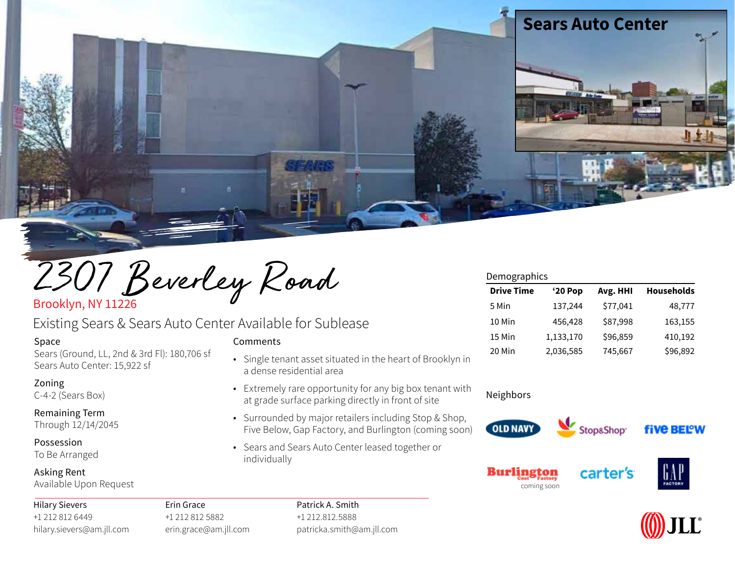Sears Auto Center

# 2307 Beverley Road

Brooklyn, NY 11226

## Existing Sears & Sears Auto Center Available for Sublease

**Space**
Sears (Ground, LL, 2nd & 3rd Fl): 180,706 sf
Sears Auto Center: 15,922 sf

**Zoning**
C-4-2 (Sears Box)

**Remaining Term**
Through 12/14/2045

**Possession**
To Be Arranged

**Asking Rent**
Available Upon Request

**Comments**

- Single tenant asset situated in the heart of Brooklyn in a dense residential area
- Extremely rare opportunity for any big box tenant with at grade surface parking directly in front of site
- Surrounded by major retailers including Stop & Shop, Five Below, Gap Factory, and Burlington (coming soon)
- Sears and Sears Auto Center leased together or individually

**Demographics**

| Drive Time | '20 Pop | Avg. HHI | Households |
|---|---|---|---|
| 5 Min | 137,244 | $77,041 | 48,777 |
| 10 Min | 456,428 | $87,998 | 163,155 |
| 15 Min | 1,133,170 | $96,859 | 410,192 |
| 20 Min | 2,036,585 | 745,667 | $96,892 |

**Neighbors**

Old Navy, Stop&Shop, Five Below, Burlington Coat Factory (coming soon), carter's, Gap Factory

Hilary Sievers
+1 212 812 6449
hilary.sievers@am.jll.com

Erin Grace
+1 212 812 5882
erin.grace@am.jll.com

Patrick A. Smith
+1 212.812.5888
patricka.smith@am.jll.com

JLL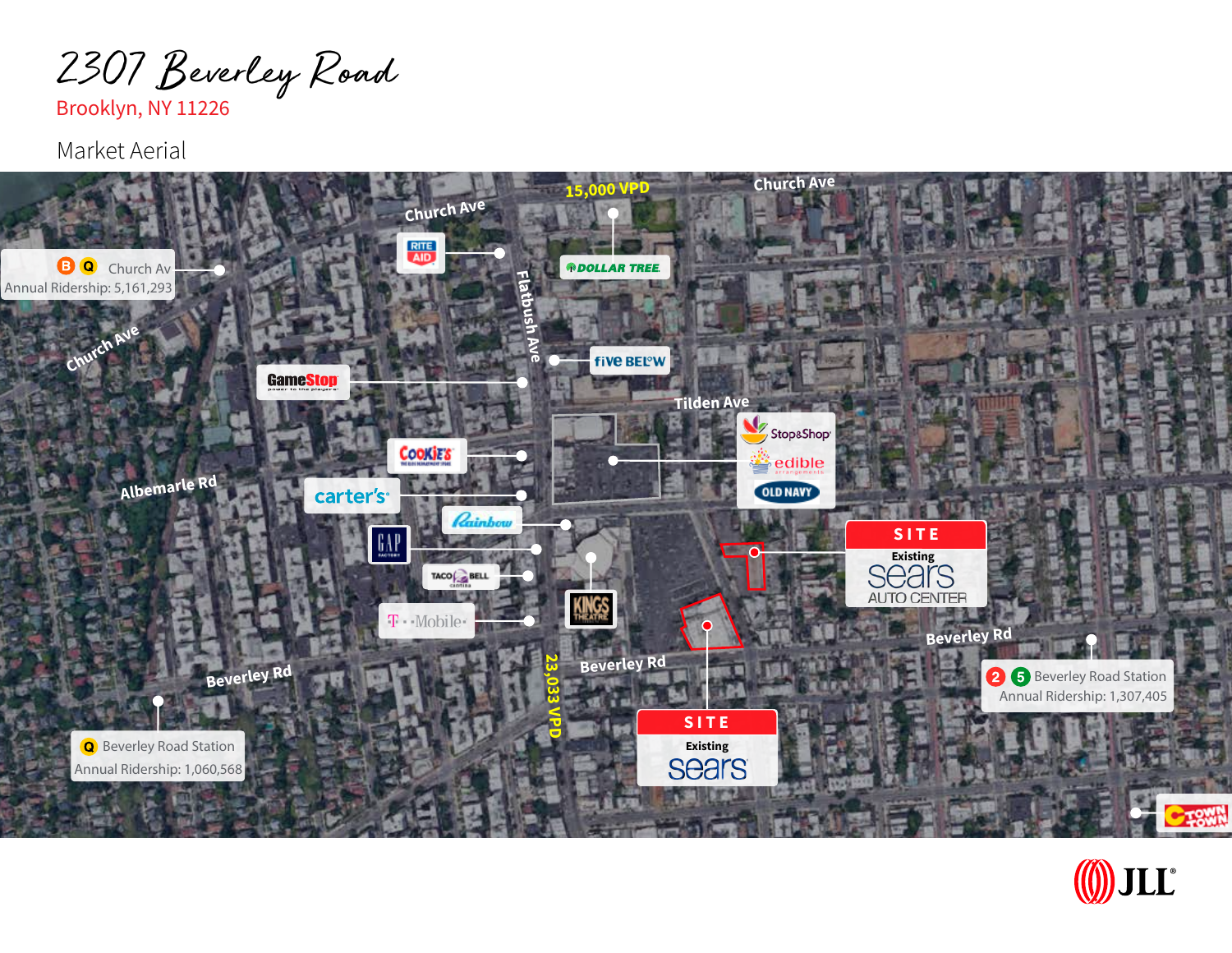# 2307 Beverley Road

Brooklyn, NY 11226

Market Aerial

Church Ave

Church Ave

Church Ave

15,000 VPD

B Q Church Av
Annual Ridership: 5,161,293

RITE AID

DOLLAR TREE

Flatbush Ave

five BELOW

GameStop

Tilden Ave

Stop&Shop

edible arrangements

OLD NAVY

Cookie's

carter's

Albemarle Rd

Rainbow

GAP Factory

SITE
Existing Sears AUTO CENTER

Taco Bell

KINGS THEATRE

T-Mobile

Beverley Rd

Beverley Rd

Beverley Rd

2 5 Beverley Road Station
Annual Ridership: 1,307,405

23,033 VPD

SITE
Existing Sears

Q Beverley Road Station
Annual Ridership: 1,060,568

C-Town

JLL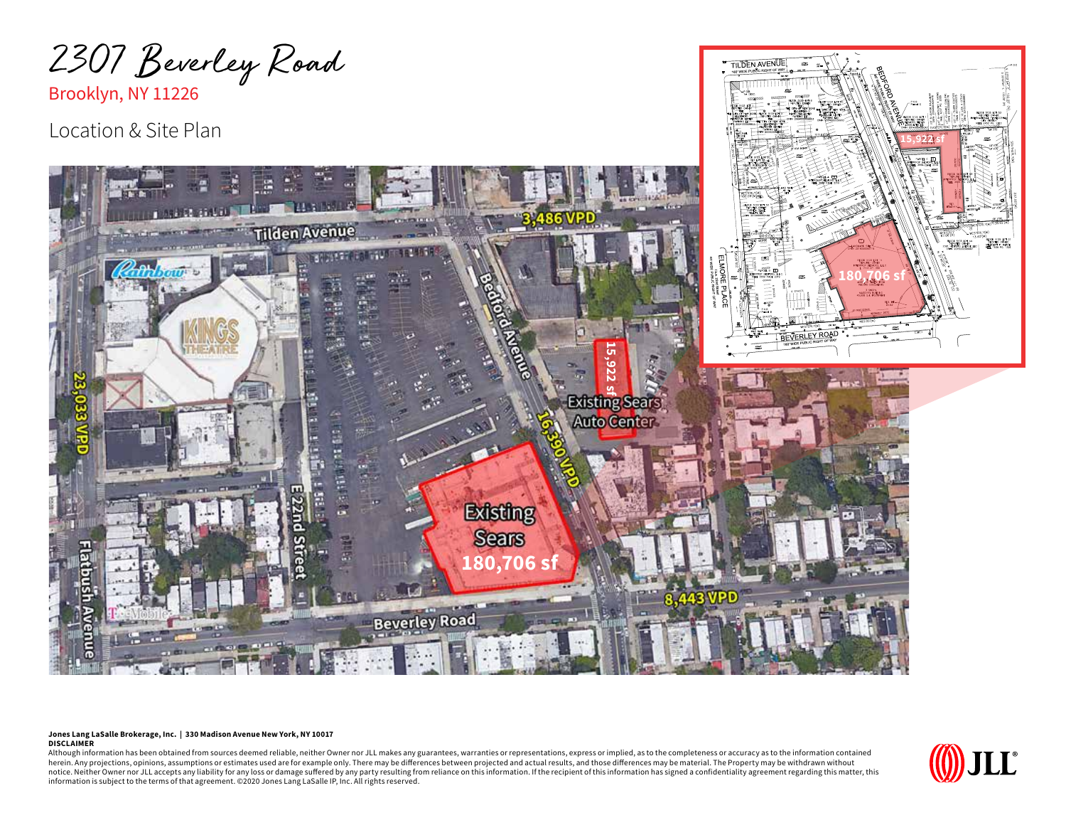# 2307 Beverley Road

Brooklyn, NY 11226

## Location & Site Plan

3,486 VPD

Tilden Avenue

Rainbow

KINGS THEATRE

23,033 VPD

Bedford Avenue

15,922 sf

Existing Sears Auto Center

16,390 VPD

E 22nd Street

Existing Sears 180,706 sf

Flatbush Avenue

T-Mobile

Beverley Road

8,443 VPD

TILDEN AVENUE

BEDFORD AVENUE

15,922 sf

180,706 sf

ELMORE PLACE

BEVERLEY ROAD

**Jones Lang LaSalle Brokerage, Inc. | 330 Madison Avenue New York, NY 10017**

**DISCLAIMER**

Although information has been obtained from sources deemed reliable, neither Owner nor JLL makes any guarantees, warranties or representations, express or implied, as to the completeness or accuracy as to the information contained herein. Any projections, opinions, assumptions or estimates used are for example only. There may be differences between projected and actual results, and those differences may be material. The Property may be withdrawn without notice. Neither Owner nor JLL accepts any liability for any loss or damage suffered by any party resulting from reliance on this information. If the recipient of this information has signed a confidentiality agreement regarding this matter, this information is subject to the terms of that agreement. ©2020 Jones Lang LaSalle IP, Inc. All rights reserved.

JLL®